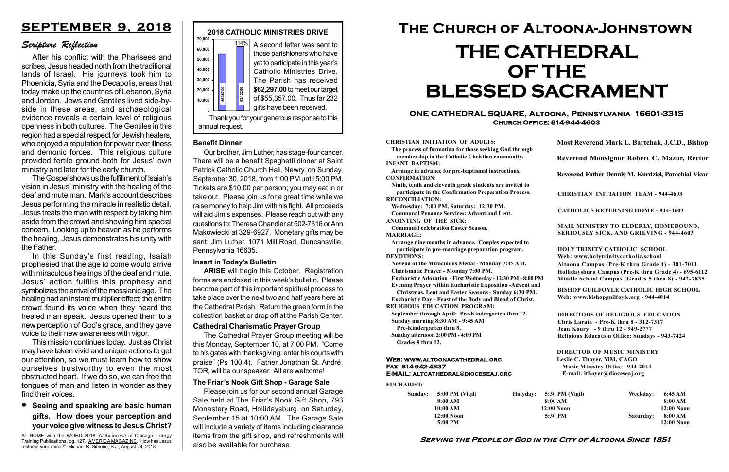# SEPTEMBER 9, 2018

## *Scripture Reflection*

After his conflict with the Pharisees and scribes, Jesus headed north from the traditional lands of Israel. His journeys took him to Phoenicia, Syria and the Decapolis, areas that today make up the countries of Lebanon, Syria and Jordan. Jews and Gentiles lived side-by-side in these areas, and archaeological evidence reveals a certain level of religious openness in both cultures. The Gentiles in this region had a special respect for Jewish healers, who enjoyed a reputation for power over illness and demonic forces. This religious culture provided fertile ground both for Jesus' own ministry and later for the early church.

The Gospel shows us the fulfillment of Isaiah's vision in Jesus' ministry with the healing of the deaf and mute man. Mark's account describes Jesus performing the miracle in realistic detail. Jesus treats the man with respect by taking him aside from the crowd and showing him special concern. Looking up to heaven as he performs the healing, Jesus demonstrates his unity with the Father.

In this Sunday's first reading, Isaiah prophesied that the age to come would arrive with miraculous healings of the deaf and mute. Jesus' action fulfills this prophesy and symbolizes the arrival of the messianic age. The healing had an instant multiplier effect; the entire crowd found its voice when they heard the healed man speak. Jesus opened them to a new perception of God's grace, and they gave voice to their new awareness with vigor.

This mission continues today. Just as Christ may have taken vivid and unique actions to get our attention, so we must learn how to show ourselves trustworthy to even the most obstructed heart. If we do so, we can free the tongues of man and listen in wonder as they find their voices.

- **Seeing and speaking are basic human gifts. How does your perception and your voice give witness to Jesus Christ?**

AT HOME with the WORD 2018, Archdiocese of Chicago: Liturgy Training Publications, pg. 127. AMERICA MAGAZINE, "How has Jesus restored your voice?" Michael R. Simone, S.J., August 24, 2018.

## 2018 CATHOLIC MINISTRIES DRIVE

(Bar chart: target 55357.00; received 63122.00; 114%)

A second letter was sent to those parishioners who have yet to participate in this year's Catholic Ministries Drive. The Parish has received **$62,297.00** to meet our target of $55,357.00. Thus far 232 gifts have been received.

Thank you for your generous response to this annual request.

### Benefit Dinner

Our brother, Jim Luther, has stage-four cancer. There will be a benefit Spaghetti dinner at Saint Patrick Catholic Church Hall, Newry, on Sunday, September 30, 2018, from 1:00 PM until 5:00 PM. Tickets are $10.00 per person; you may eat in or take out. Please join us for a great time while we raise money to help Jim with his fight. All proceeds will aid Jim's expenses. Please reach out with any questions to: Theresa Chandler at 502-7316 or Ann Makowiecki at 329-6927. Monetary gifts may be sent: Jim Luther, 1071 Mill Road, Duncansville, Pennsylvania 16635.

### Insert in Today's Bulletin

**ARISE** will begin this October. Registration forms are enclosed in this week's bulletin. Please become part of this important spiritual process to take place over the next two and half years here at the Cathedral Parish. Return the green form in the collection basket or drop off at the Parish Center.

### Cathedral Charismatic Prayer Group

The Cathedral Prayer Group meeting will be this Monday, September 10, at 7:00 PM. "Come to his gates with thanksgiving; enter his courts with praise" (Ps 100:4). Father Jonathan St. André, TOR, will be our speaker. All are welcome!

### The Friar's Nook Gift Shop - Garage Sale

Please join us for our second annual Garage Sale held at The Friar's Nook Gift Shop, 793 Monastery Road, Hollidaysburg, on Saturday, September 15 at 10:00 AM. The Garage Sale will include a variety of items including clearance items from the gift shop, and refreshments will also be available for purchase.

# The Church of Altoona-Johnstown

# THE CATHEDRAL OF THE BLESSED SACRAMENT

**ONE CATHEDRAL SQUARE, Altoona, Pennsylvania 16601-3315**
**Church Office: 814-944-4603**

**CHRISTIAN INITIATION OF ADULTS:**
The process of formation for those seeking God through membership in the Catholic Christian community.
**INFANT BAPTISM:**
Arrange in advance for pre-baptismal instructions.
**CONFIRMATION:**
Ninth, tenth and eleventh grade students are invited to participate in the Confirmation Preparation Process.
**RECONCILIATION:**
Wednesday: 7:00 PM, Saturday: 12:30 PM.
Communal Penance Services: Advent and Lent.
**ANOINTING OF THE SICK:**
Communal celebration Easter Season.
**MARRIAGE:**
Arrange nine months in advance. Couples expected to participate in pre-marriage preparation program.
**DEVOTIONS:**
Novena of the Miraculous Medal - Monday 7:45 AM.
Charismatic Prayer - Monday 7:00 PM.
Eucharistic Adoration - First Wednesday - 12:30 PM - 8:00 PM
Evening Prayer within Eucharistic Exposition -Advent and Christmas, Lent and Easter Seasons - Sunday 6:30 PM.
Eucharistic Day - Feast of the Body and Blood of Christ.
**RELIGIOUS EDUCATION PROGRAM:**
September through April: Pre-Kindergarten thru 12.
Sunday morning 8:30 AM - 9:45 AM
Pre-Kindergarten thru 8.
Sunday afternoon 2:00 PM - 4:00 PM
Grades 9 thru 12.

**Web: www.altoonacathedral.org**
**Fax: 814-942-4337**
**E-MAIL: altcathedral@dioceseaj.org**

**Most Reverend Mark L. Bartchak, J.C.D., Bishop**

**Reverend Monsignor Robert C. Mazur, Rector**

**Reverend Father Dennis M. Kurdziel, Parochial Vicar**

**CHRISTIAN INITIATION TEAM - 944-4603**

**CATHOLICS RETURNING HOME - 944-4603**

**MAIL MINISTRY TO ELDERLY, HOMEBOUND, SERIOUSLY SICK, AND GRIEVING - 944-4603**

**HOLY TRINITY CATHOLIC SCHOOL**
Web: www.holytrinitycatholic.school
Altoona Campus (Pre-K thru Grade 4) - 381-7011
Hollidaysburg Campus (Pre-K thru Grade 4) - 695-6112
Middle School Campus (Grades 5 thru 8) - 942-7835

**BISHOP GUILFOYLE CATHOLIC HIGH SCHOOL**
Web: www.bishopguilfoyle.org - 944-4014

**DIRECTORS OF RELIGIOUS EDUCATION**
Chris Laraia - Pre-K thru 8 - 312-7317
Jean Koury - 9 thru 12 - 949-2777
Religious Education Office: Sundays - 943-7424

**DIRECTOR OF MUSIC MINISTRY**
Leslie C. Thayer, MM, CAGO
Music Ministry Office - 944-2044
E-mail: lthayer@dioceseaj.org

**EUCHARIST:**

| Sunday: | 5:00 PM (Vigil) | Holyday: | 5:30 PM (Vigil) | Weekday: | 6:45 AM |
|---|---|---|---|---|---|
| | 8:00 AM | | 8:00 AM | | 8:00 AM |
| | 10:00 AM | | 12:00 Noon | | 12:00 Noon |
| | 12:00 Noon | | 5:30 PM | Saturday: | 8:00 AM |
| | 5:00 PM | | | | 12:00 Noon |

***Serving the People of God in the City of Altoona Since 1851***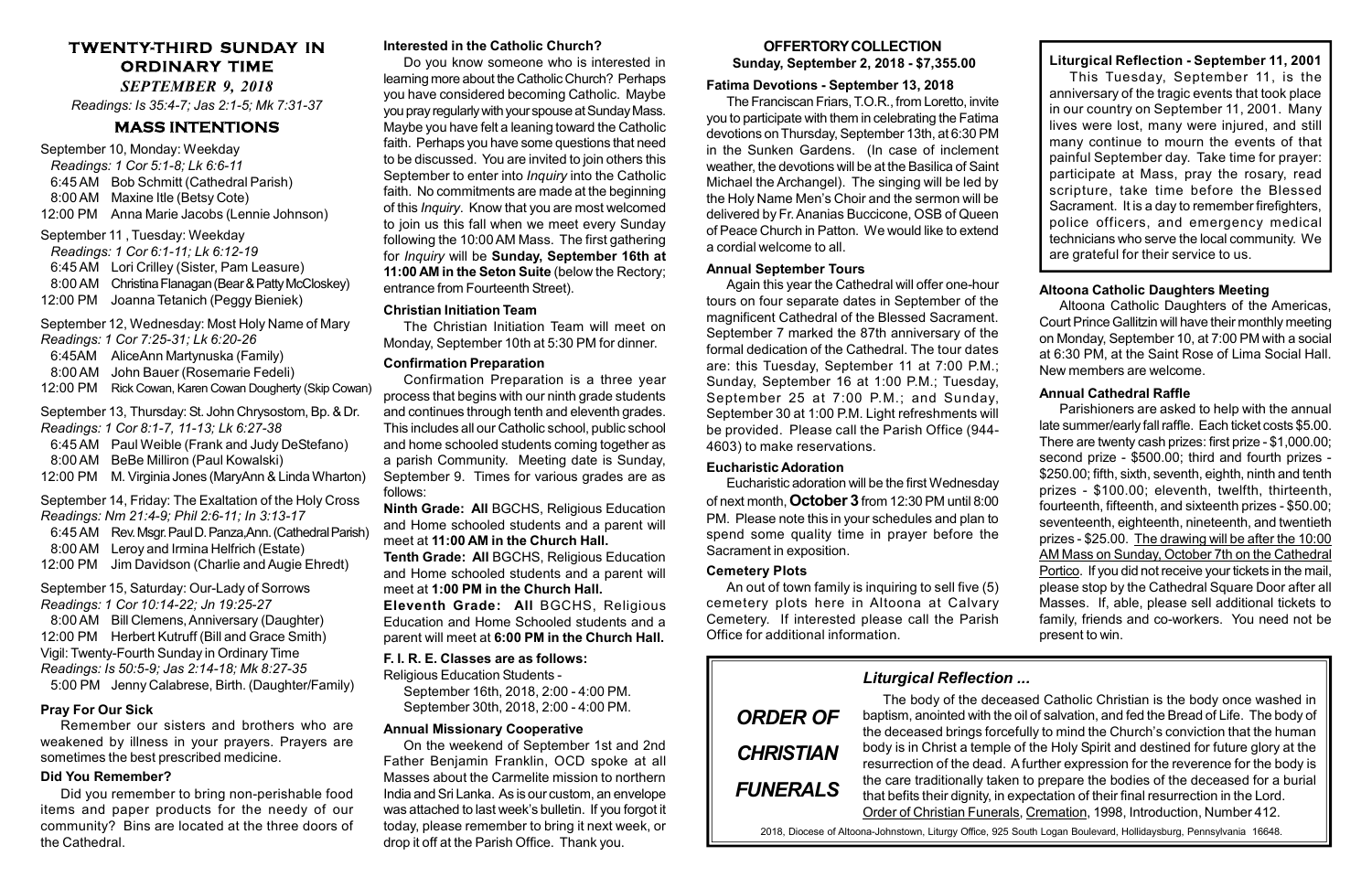# TWENTY-THIRD SUNDAY IN ORDINARY TIME

*SEPTEMBER 9, 2018*

*Readings: Is 35:4-7; Jas 2:1-5; Mk 7:31-37*

## MASS INTENTIONS

September 10, Monday: Weekday
*Readings: 1 Cor 5:1-8; Lk 6:6-11*
6:45 AM Bob Schmitt (Cathedral Parish)
8:00 AM Maxine Itle (Betsy Cote)
12:00 PM Anna Marie Jacobs (Lennie Johnson)

September 11 , Tuesday: Weekday
*Readings: 1 Cor 6:1-11; Lk 6:12-19*
6:45 AM Lori Crilley (Sister, Pam Leasure)
8:00 AM Christina Flanagan (Bear & Patty McCloskey)
12:00 PM Joanna Tetanich (Peggy Bieniek)

September 12, Wednesday: Most Holy Name of Mary
*Readings: 1 Cor 7:25-31; Lk 6:20-26*
6:45AM AliceAnn Martynuska (Family)
8:00 AM John Bauer (Rosemarie Fedeli)
12:00 PM Rick Cowan, Karen Cowan Dougherty (Skip Cowan)

September 13, Thursday: St. John Chrysostom, Bp. & Dr.
*Readings: 1 Cor 8:1-7, 11-13; Lk 6:27-38*
6:45 AM Paul Weible (Frank and Judy DeStefano)
8:00 AM BeBe Milliron (Paul Kowalski)
12:00 PM M. Virginia Jones (MaryAnn & Linda Wharton)

September 14, Friday: The Exaltation of the Holy Cross
*Readings: Nm 21:4-9; Phil 2:6-11; Jn 3:13-17*
6:45 AM Rev. Msgr. Paul D. Panza,Ann. (Cathedral Parish)
8:00 AM Leroy and Irmina Helfrich (Estate)
12:00 PM Jim Davidson (Charlie and Augie Ehredt)

September 15, Saturday: Our-Lady of Sorrows
*Readings: 1 Cor 10:14-22; Jn 19:25-27*
8:00 AM Bill Clemens, Anniversary (Daughter)
12:00 PM Herbert Kutruff (Bill and Grace Smith)
Vigil: Twenty-Fourth Sunday in Ordinary Time
*Readings: Is 50:5-9; Jas 2:14-18; Mk 8:27-35*
5:00 PM Jenny Calabrese, Birth. (Daughter/Family)

### Pray For Our Sick

Remember our sisters and brothers who are weakened by illness in your prayers. Prayers are sometimes the best prescribed medicine.

### Did You Remember?

Did you remember to bring non-perishable food items and paper products for the needy of our community? Bins are located at the three doors of the Cathedral.

### Interested in the Catholic Church?

Do you know someone who is interested in learning more about the Catholic Church? Perhaps you have considered becoming Catholic. Maybe you pray regularly with your spouse at Sunday Mass. Maybe you have felt a leaning toward the Catholic faith. Perhaps you have some questions that need to be discussed. You are invited to join others this September to enter into *Inquiry* into the Catholic faith. No commitments are made at the beginning of this *Inquiry*. Know that you are most welcomed to join us this fall when we meet every Sunday following the 10:00 AM Mass. The first gathering for *Inquiry* will be **Sunday, September 16th at 11:00 AM in the Seton Suite** (below the Rectory; entrance from Fourteenth Street).

### Christian Initiation Team

The Christian Initiation Team will meet on Monday, September 10th at 5:30 PM for dinner.

### Confirmation Preparation

Confirmation Preparation is a three year process that begins with our ninth grade students and continues through tenth and eleventh grades. This includes all our Catholic school, public school and home schooled students coming together as a parish Community. Meeting date is Sunday, September 9. Times for various grades are as follows:

**Ninth Grade: All** BGCHS, Religious Education and Home schooled students and a parent will meet at **11:00 AM in the Church Hall.**

**Tenth Grade: All** BGCHS, Religious Education and Home schooled students and a parent will meet at **1:00 PM in the Church Hall.**

**Eleventh Grade: All** BGCHS, Religious Education and Home Schooled students and a parent will meet at **6:00 PM in the Church Hall.**

### F. I. R. E. Classes are as follows:

Religious Education Students -
September 16th, 2018, 2:00 - 4:00 PM.
September 30th, 2018, 2:00 - 4:00 PM.

### Annual Missionary Cooperative

On the weekend of September 1st and 2nd Father Benjamin Franklin, OCD spoke at all Masses about the Carmelite mission to northern India and Sri Lanka. As is our custom, an envelope was attached to last week's bulletin. If you forgot it today, please remember to bring it next week, or drop it off at the Parish Office. Thank you.

### OFFERTORY COLLECTION
**Sunday, September 2, 2018 - $7,355.00**

### Fatima Devotions - September 13, 2018

The Franciscan Friars, T.O.R., from Loretto, invite you to participate with them in celebrating the Fatima devotions on Thursday, September 13th, at 6:30 PM in the Sunken Gardens. (In case of inclement weather, the devotions will be at the Basilica of Saint Michael the Archangel). The singing will be led by the Holy Name Men's Choir and the sermon will be delivered by Fr. Ananias Buccicone, OSB of Queen of Peace Church in Patton. We would like to extend a cordial welcome to all.

### Annual September Tours

Again this year the Cathedral will offer one-hour tours on four separate dates in September of the magnificent Cathedral of the Blessed Sacrament. September 7 marked the 87th anniversary of the formal dedication of the Cathedral. The tour dates are: this Tuesday, September 11 at 7:00 P.M.; Sunday, September 16 at 1:00 P.M.; Tuesday, September 25 at 7:00 P.M.; and Sunday, September 30 at 1:00 P.M. Light refreshments will be provided. Please call the Parish Office (944-4603) to make reservations.

### Eucharistic Adoration

Eucharistic adoration will be the first Wednesday of next month, **October 3** from 12:30 PM until 8:00 PM. Please note this in your schedules and plan to spend some quality time in prayer before the Sacrament in exposition.

### Cemetery Plots

An out of town family is inquiring to sell five (5) cemetery plots here in Altoona at Calvary Cemetery. If interested please call the Parish Office for additional information.

### Liturgical Reflection - September 11, 2001

This Tuesday, September 11, is the anniversary of the tragic events that took place in our country on September 11, 2001. Many lives were lost, many were injured, and still many continue to mourn the events of that painful September day. Take time for prayer: participate at Mass, pray the rosary, read scripture, take time before the Blessed Sacrament. It is a day to remember firefighters, police officers, and emergency medical technicians who serve the local community. We are grateful for their service to us.

### Altoona Catholic Daughters Meeting

Altoona Catholic Daughters of the Americas, Court Prince Gallitzin will have their monthly meeting on Monday, September 10, at 7:00 PM with a social at 6:30 PM, at the Saint Rose of Lima Social Hall. New members are welcome.

### Annual Cathedral Raffle

Parishioners are asked to help with the annual late summer/early fall raffle. Each ticket costs $5.00. There are twenty cash prizes: first prize - $1,000.00; second prize - $500.00; third and fourth prizes - $250.00; fifth, sixth, seventh, eighth, ninth and tenth prizes - $100.00; eleventh, twelfth, thirteenth, fourteenth, fifteenth, and sixteenth prizes - $50.00; seventeenth, eighteenth, nineteenth, and twentieth prizes - $25.00. The drawing will be after the 10:00 AM Mass on Sunday, October 7th on the Cathedral Portico. If you did not receive your tickets in the mail, please stop by the Cathedral Square Door after all Masses. If, able, please sell additional tickets to family, friends and co-workers. You need not be present to win.

### *Liturgical Reflection ...*

***ORDER OF CHRISTIAN FUNERALS***

The body of the deceased Catholic Christian is the body once washed in baptism, anointed with the oil of salvation, and fed the Bread of Life. The body of the deceased brings forcefully to mind the Church's conviction that the human body is in Christ a temple of the Holy Spirit and destined for future glory at the resurrection of the dead. A further expression for the reverence for the body is the care traditionally taken to prepare the bodies of the deceased for a burial that befits their dignity, in expectation of their final resurrection in the Lord. Order of Christian Funerals, Cremation, 1998, Introduction, Number 412.

2018, Diocese of Altoona-Johnstown, Liturgy Office, 925 South Logan Boulevard, Hollidaysburg, Pennsylvania 16648.